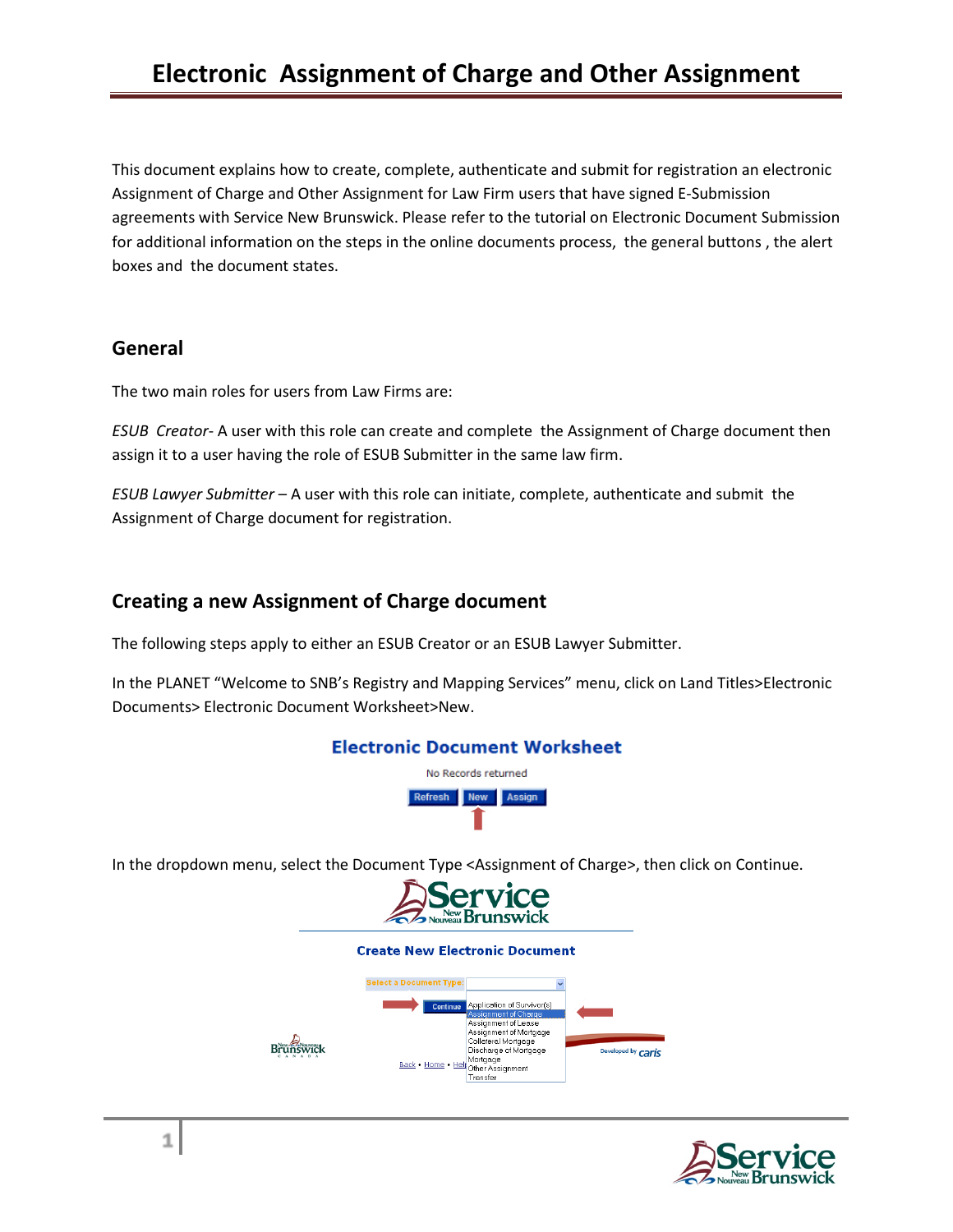# Electronic Assignment of Charge and Other Assignment

This document explains how to create, complete, authenticate and submit for registration an electronic Assignment of Charge and Other Assignment for Law Firm users that have signed E-Submission agreements with Service New Brunswick. Please refer to the tutorial on Electronic Document Submission for additional information on the steps in the online documents process, the general buttons, the alert boxes and the document states.

## General

The two main roles for users from Law Firms are:

*ESUB Creator*- A user with this role can create and complete the Assignment of Charge document then assign it to a user having the role of ESUB Submitter in the same law firm.

*ESUB Lawyer Submitter* – A user with this role can initiate, complete, authenticate and submit the Assignment of Charge document for registration.

## Creating a new Assignment of Charge document

The following steps apply to either an ESUB Creator or an ESUB Lawyer Submitter.

In the PLANET "Welcome to SNB's Registry and Mapping Services" menu, click on Land Titles>Electronic Documents> Electronic Document Worksheet>New.

In the dropdown menu, select the Document Type <Assignment of Charge>, then click on Continue.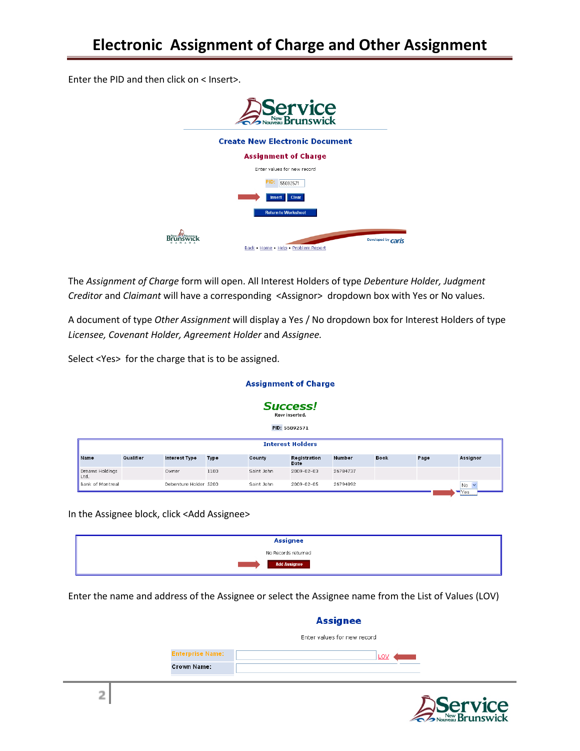Enter the PID and then click on < Insert>.

**Create New Electronic Document**

**Assignment of Charge**

Enter values for new record

PID: 55092571

Insert | Clear

Return to Worksheet

Back • Home • Help • Problem Report

The *Assignment of Charge* form will open. All Interest Holders of type *Debenture Holder, Judgment Creditor* and *Claimant* will have a corresponding <Assignor> dropdown box with Yes or No values.

A document of type *Other Assignment* will display a Yes / No dropdown box for Interest Holders of type *Licensee, Covenant Holder, Agreement Holder* and *Assignee.*

Select <Yes> for the charge that is to be assigned.

**Assignment of Charge**

**Success!**
Row inserted.

PID: 55092571

**Interest Holders**

| Name | Qualifier | Interest Type | Type | County | Registration Date | Number | Book | Page | Assignor |
|---|---|---|---|---|---|---|---|---|---|
| Dreams Holdings Ltd. | | Owner | 1100 | Saint John | 2009-02-03 | 26784737 | | | |
| Bank of Montreal | | Debenture Holder | 5200 | Saint John | 2009-02-05 | 26794892 | | | No / Yes |

In the Assignee block, click <Add Assignee>

**Assignee**

No Records returned

Add Assignee

Enter the name and address of the Assignee or select the Assignee name from the List of Values (LOV)

**Assignee**

Enter values for new record

Enterprise Name: LOV

Crown Name: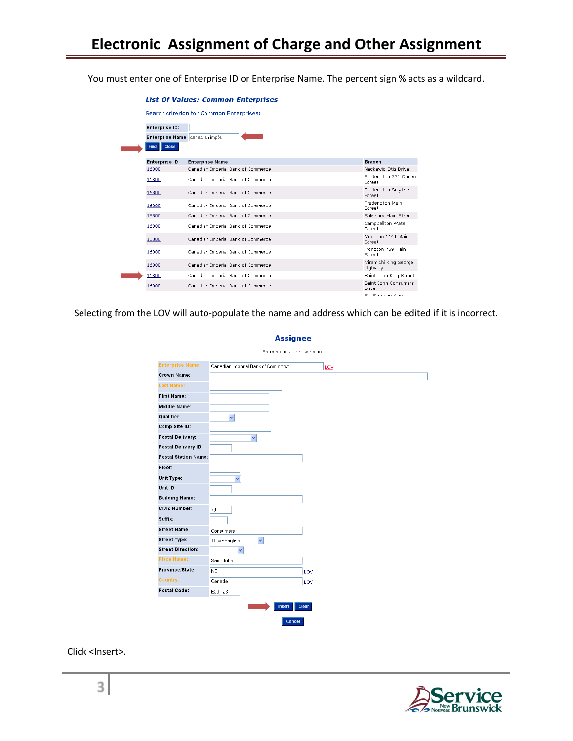# Electronic Assignment of Charge and Other Assignment

You must enter one of Enterprise ID or Enterprise Name. The percent sign % acts as a wildcard.

**List Of Values: Common Enterprises**

Search criterion for Common Enterprises:

Enterprise ID:

Enterprise Name: canadian imp%

Find Close

| Enterprise ID | Enterprise Name | Branch |
|---|---|---|
| 16800 | Canadian Imperial Bank of Commerce | Nackawic Otis Drive |
| 16800 | Canadian Imperial Bank of Commerce | Fredericton 371 Queen Street |
| 16800 | Canadian Imperial Bank of Commerce | Fredericton Smythe Street |
| 16800 | Canadian Imperial Bank of Commerce | Fredericton Main Street |
| 16800 | Canadian Imperial Bank of Commerce | Salisbury Main Street |
| 16800 | Canadian Imperial Bank of Commerce | Campbellton Water Street |
| 16800 | Canadian Imperial Bank of Commerce | Moncton 1141 Main Street |
| 16800 | Canadian Imperial Bank of Commerce | Moncton 759 Main Street |
| 16800 | Canadian Imperial Bank of Commerce | Miramichi King George Highway |
| 16800 | Canadian Imperial Bank of Commerce | Saint John King Street |
| 16800 | Canadian Imperial Bank of Commerce | Saint John Consumers Drive |

Selecting from the LOV will auto-populate the name and address which can be edited if it is incorrect.

**Assignee**

Enter values for new record

| Field | Value |
|---|---|
| Enterprise Name: | Canadian Imperial Bank of Commerce LOV |
| Crown Name: | |
| Last Name: | |
| First Name: | |
| Middle Name: | |
| Qualifier | |
| Comp Site ID: | |
| Postal Delivery: | |
| Postal Delivery ID: | |
| Postal Station Name: | |
| Floor: | |
| Unit Type: | |
| Unit ID: | |
| Building Name: | |
| Civic Number: | 70 |
| Suffix: | |
| Street Name: | Consumers |
| Street Type: | Drive-English |
| Street Direction: | |
| Place Name: | Saint John |
| Province/State: | NB LOV |
| Country: | Canada LOV |
| Postal Code: | E2J 4Z3 |

Insert Clear

Cancel

Click <Insert>.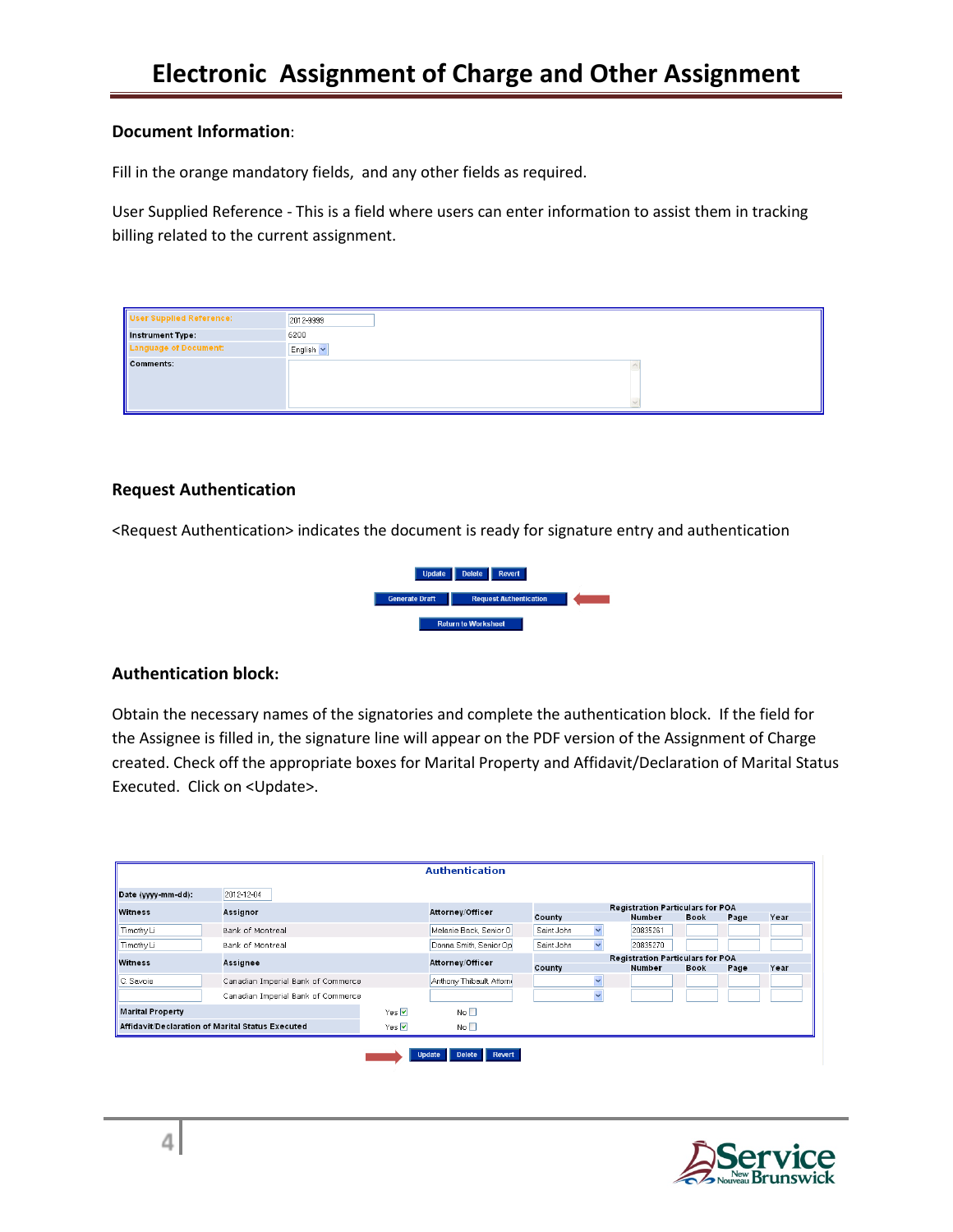# Electronic Assignment of Charge and Other Assignment

**Document Information**:

Fill in the orange mandatory fields, and any other fields as required.

User Supplied Reference - This is a field where users can enter information to assist them in tracking billing related to the current assignment.

| User Supplied Reference: | 2012-9999 |
|---|---|
| Instrument Type: | 6200 |
| Language of Document: | English |
| Comments: | |

**Request Authentication**

<Request Authentication> indicates the document is ready for signature entry and authentication

Update | Delete | Revert

Generate Draft | Request Authentication

Return to Worksheet

**Authentication block:**

Obtain the necessary names of the signatories and complete the authentication block. If the field for the Assignee is filled in, the signature line will appear on the PDF version of the Assignment of Charge created. Check off the appropriate boxes for Marital Property and Affidavit/Declaration of Marital Status Executed. Click on <Update>.

**Authentication**

Date (yyyy-mm-dd): 2012-12-04

| Witness | Assignor | Attorney/Officer | County | Number | Book | Page | Year |
|---|---|---|---|---|---|---|---|
| Timothy Li | Bank of Montreal | Melanie Back, Senior O | Saint John | 20835261 | | | |
| Timothy Li | Bank of Montreal | Donna Smith, Senior Op | Saint John | 20835270 | | | |
| **Witness** | **Assignee** | **Attorney/Officer** | **County** | **Number** | **Book** | **Page** | **Year** |
| C. Savoie | Canadian Imperial Bank of Commerce | Anthony Thibault, Attorn | | | | | |
| | Canadian Imperial Bank of Commerce | | | | | | |

Registration Particulars for POA: County, Number, Book, Page, Year

| | Yes | No |
|---|---|---|
| Marital Property | ☑ | ☐ |
| Affidavit/Declaration of Marital Status Executed | ☑ | ☐ |

Update | Delete | Revert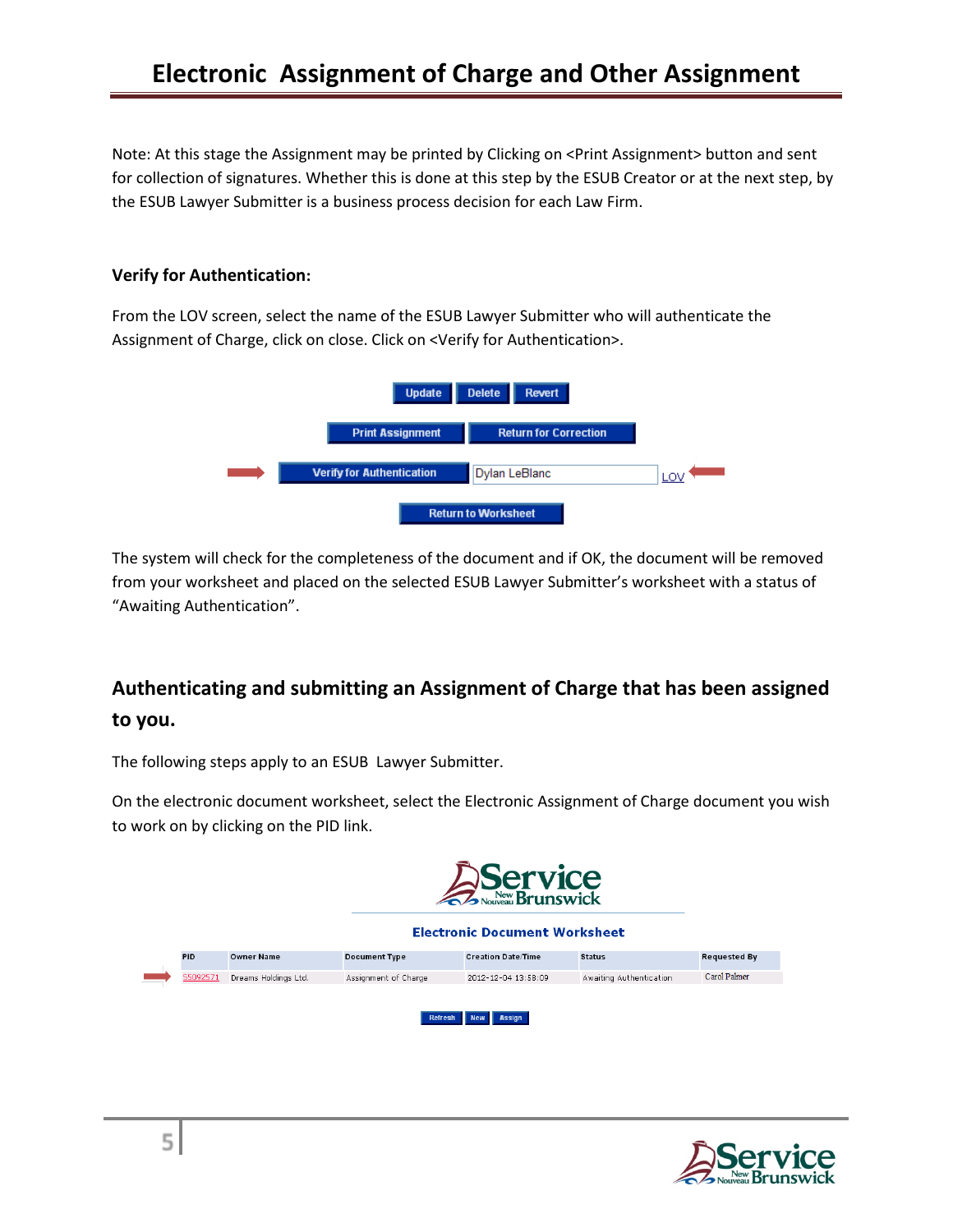Note: At this stage the Assignment may be printed by Clicking on <Print Assignment> button and sent for collection of signatures. Whether this is done at this step by the ESUB Creator or at the next step, by the ESUB Lawyer Submitter is a business process decision for each Law Firm.

**Verify for Authentication:**

From the LOV screen, select the name of the ESUB Lawyer Submitter who will authenticate the Assignment of Charge, click on close. Click on <Verify for Authentication>.

The system will check for the completeness of the document and if OK, the document will be removed from your worksheet and placed on the selected ESUB Lawyer Submitter's worksheet with a status of "Awaiting Authentication".

## Authenticating and submitting an Assignment of Charge that has been assigned to you.

The following steps apply to an ESUB Lawyer Submitter.

On the electronic document worksheet, select the Electronic Assignment of Charge document you wish to work on by clicking on the PID link.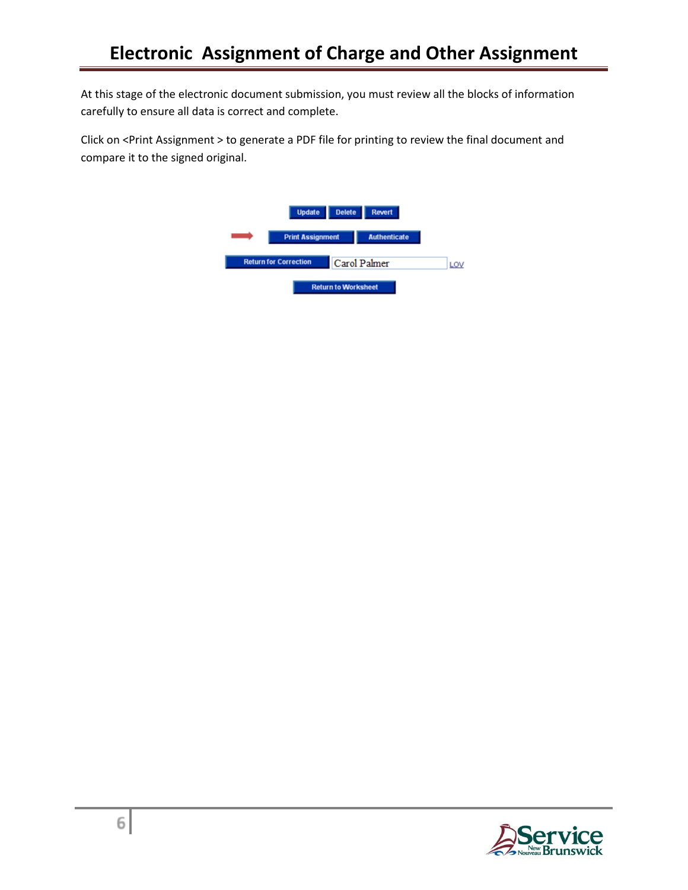# Electronic Assignment of Charge and Other Assignment

At this stage of the electronic document submission, you must review all the blocks of information carefully to ensure all data is correct and complete.

Click on <Print Assignment > to generate a PDF file for printing to review the final document and compare it to the signed original.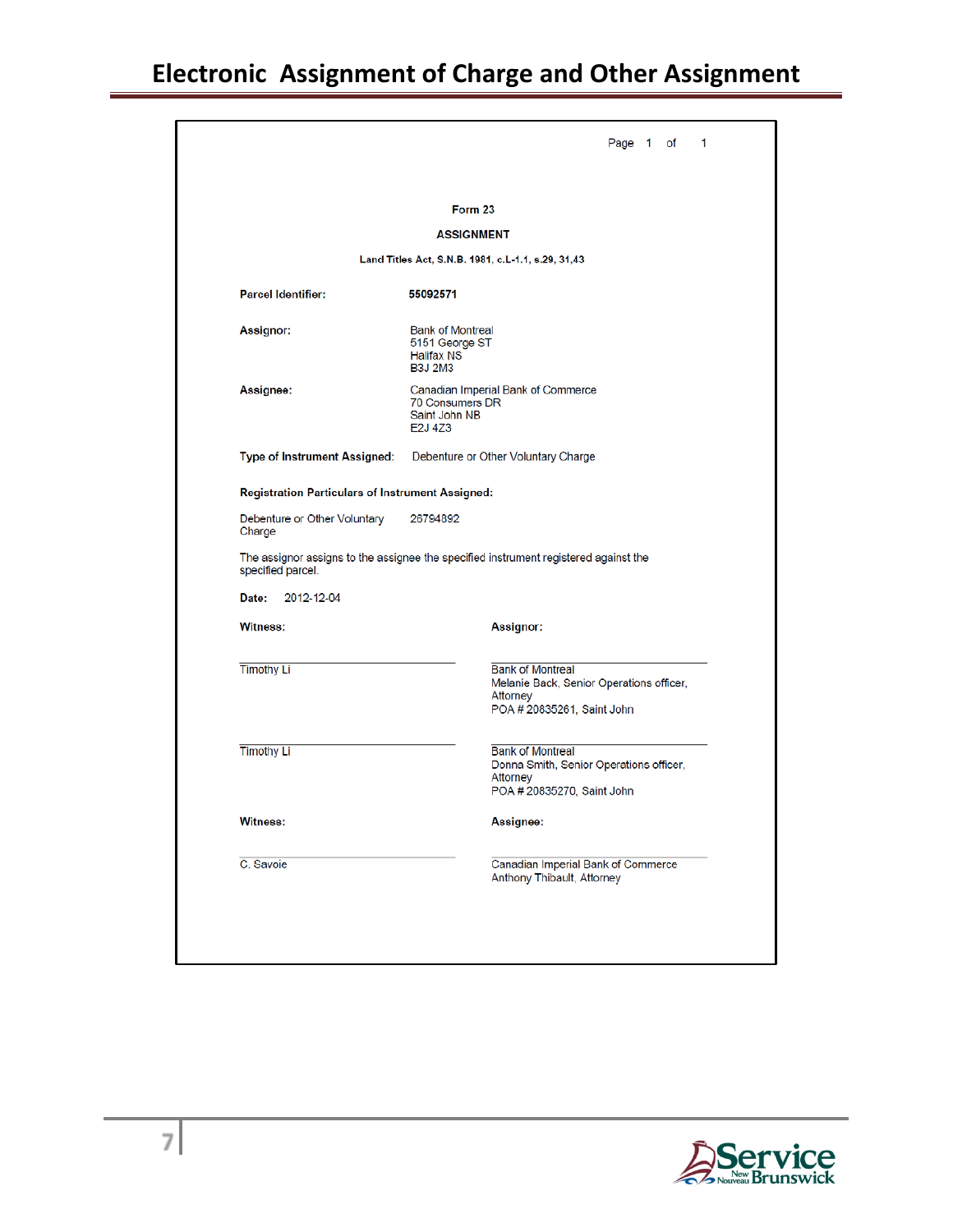# Electronic Assignment of Charge and Other Assignment

Form 23

**ASSIGNMENT**

**Land Titles Act, S.N.B. 1981, c.L-1.1, s.29, 31,43**

**Parcel Identifier:** **55092571**

**Assignor:** Bank of Montreal
5151 George ST
Halifax NS
B3J 2M3

**Assignee:** Canadian Imperial Bank of Commerce
70 Consumers DR
Saint John NB
E2J 4Z3

**Type of Instrument Assigned:** Debenture or Other Voluntary Charge

**Registration Particulars of Instrument Assigned:**

Debenture or Other Voluntary Charge 26794892

The assignor assigns to the assignee the specified instrument registered against the specified parcel.

**Date:** 2012-12-04

| **Witness:** | **Assignor:** |
| --- | --- |
| Timothy Li | Bank of Montreal<br>Melanie Back, Senior Operations officer, Attorney<br>POA # 20835261, Saint John |
| Timothy Li | Bank of Montreal<br>Donna Smith, Senior Operations officer, Attorney<br>POA # 20835270, Saint John |
| **Witness:** | **Assignee:** |
| C. Savoie | Canadian Imperial Bank of Commerce<br>Anthony Thibault, Attorney |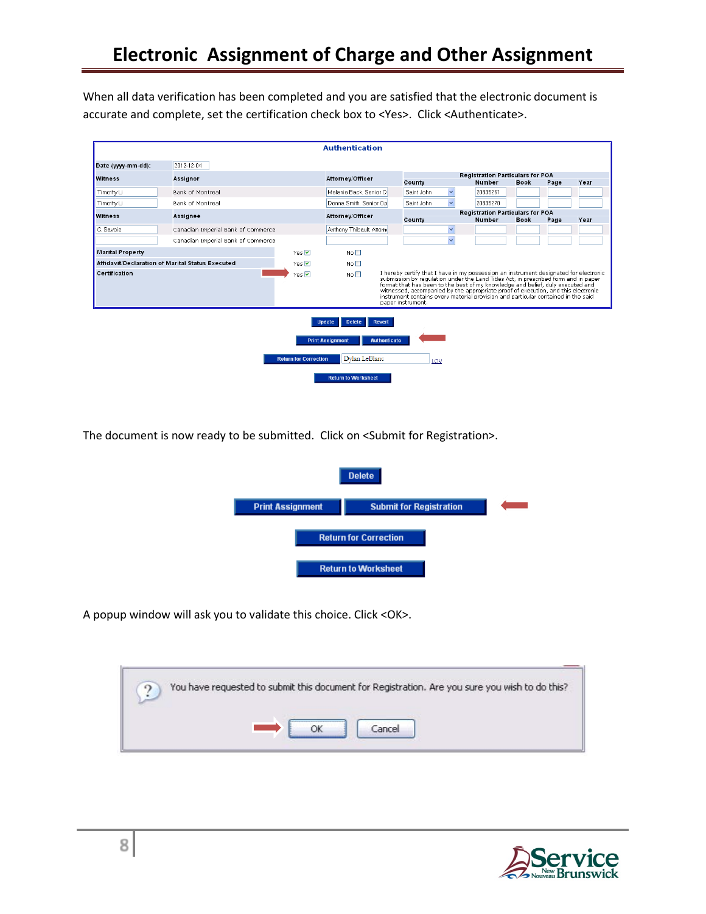# Electronic Assignment of Charge and Other Assignment

When all data verification has been completed and you are satisfied that the electronic document is accurate and complete, set the certification check box to <Yes>. Click <Authenticate>.

**Authentication**

Date (yyyy-mm-dd): 2012-12-04

| Witness | Assignor | Attorney/Officer | County | Number | Book | Page | Year |
| --- | --- | --- | --- | --- | --- | --- | --- |
| Timothy Li | Bank of Montreal | Melanie Back, Senior O | Saint John | 20835261 | | | |
| Timothy Li | Bank of Montreal | Donna Smith, Senior Op | Saint John | 20835270 | | | |

| Witness | Assignee | Attorney/Officer | County | Number | Book | Page | Year |
| --- | --- | --- | --- | --- | --- | --- | --- |
| C. Savoie | Canadian Imperial Bank of Commerce | Anthony Thibault Attorn | | | | | |
| | Canadian Imperial Bank of Commerce | | | | | | |

Marital Property: Yes ☑ No ☐

Affidavit/Declaration of Marital Status Executed: Yes ☑ No ☐

Certification: Yes ☑ No ☐ — I hereby certify that I have in my possession an instrument designated for electronic submission by regulation under the Land Titles Act, in prescribed form and in paper format that has been to the best of my knowledge and belief, duly executed and witnessed, accompanied by the appropriate proof of execution, and this electronic instrument contains every material provision and particular contained in the said paper instrument.

Update | Delete | Revert

Print Assignment | Authenticate

Return for Correction | Dylan LeBlanc | LOV

Return to Worksheet

The document is now ready to be submitted. Click on <Submit for Registration>.

Delete

Print Assignment | Submit for Registration

Return for Correction

Return to Worksheet

A popup window will ask you to validate this choice. Click <OK>.

You have requested to submit this document for Registration. Are you sure you wish to do this?

OK | Cancel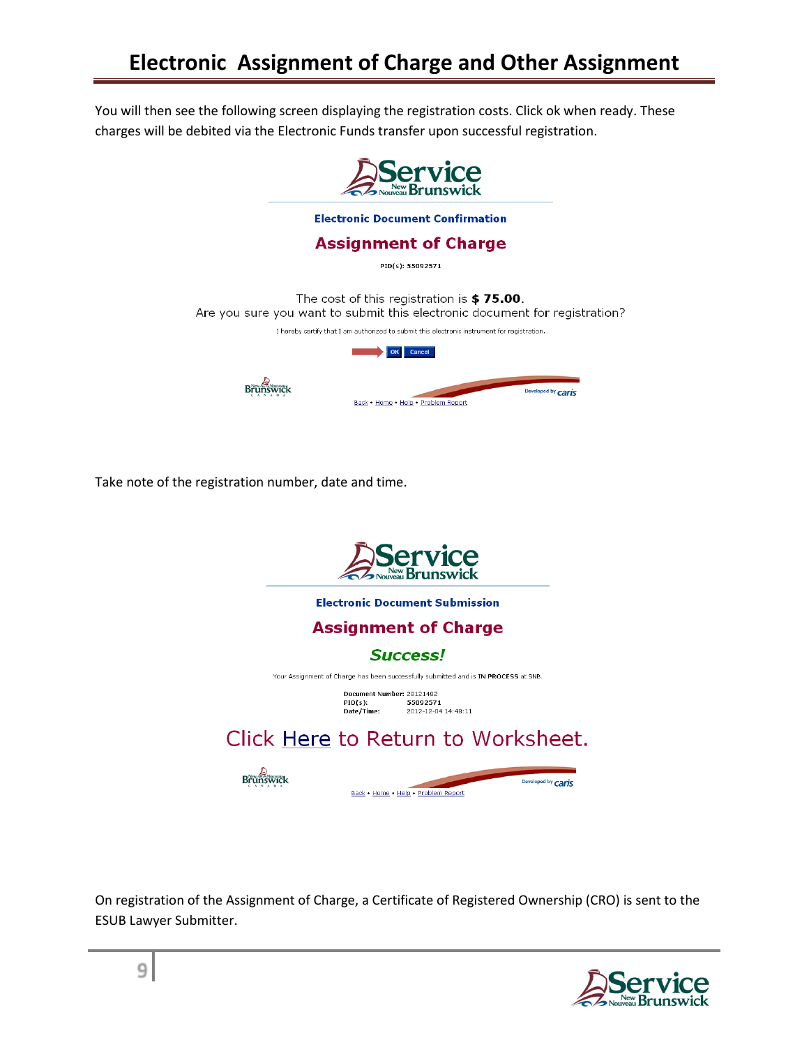# Electronic Assignment of Charge and Other Assignment

You will then see the following screen displaying the registration costs. Click ok when ready. These charges will be debited via the Electronic Funds transfer upon successful registration.

**Electronic Document Confirmation**

**Assignment of Charge**

PID(s): 55092571

The cost of this registration is **$ 75.00**.
Are you sure you want to submit this electronic document for registration?

I hereby certify that I am authorized to submit this electronic instrument for registration.

OK Cancel

Back • Home • Help • Problem Report

Take note of the registration number, date and time.

**Electronic Document Submission**

**Assignment of Charge**

***Success!***

Your Assignment of Charge has been successfully submitted and is **IN PROCESS** at SNB.

**Document Number:** 29121482
**PID(s):** 55092571
**Date/Time:** 2012-12-04 14:48:11

Click Here to Return to Worksheet.

Back • Home • Help • Problem Report

On registration of the Assignment of Charge, a Certificate of Registered Ownership (CRO) is sent to the ESUB Lawyer Submitter.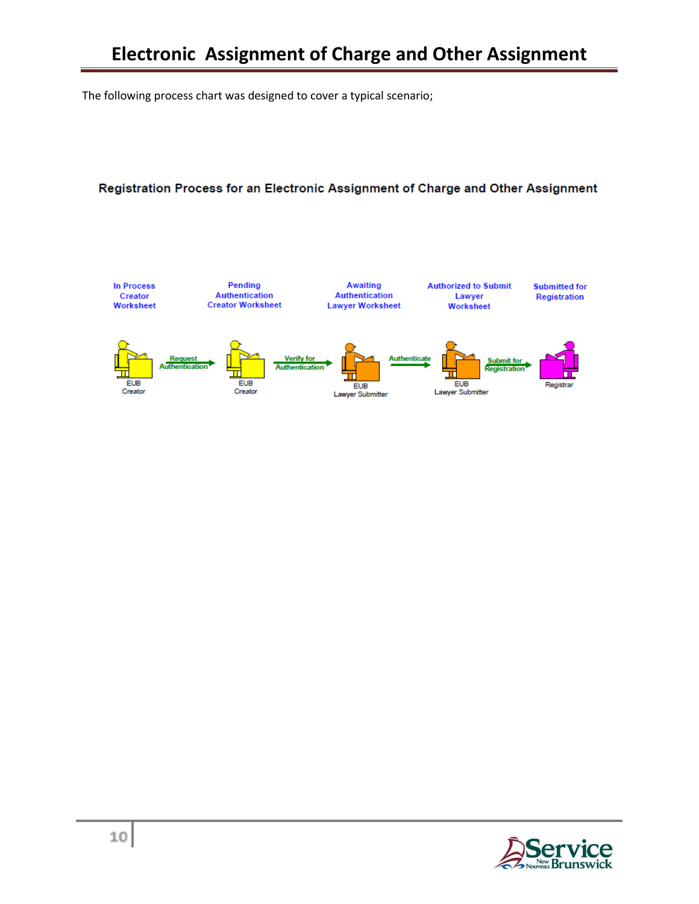# Electronic Assignment of Charge and Other Assignment

The following process chart was designed to cover a typical scenario;

**Registration Process for an Electronic Assignment of Charge and Other Assignment**

In Process Creator Worksheet

Pending Authentication Creator Worksheet

Awaiting Authentication Lawyer Worksheet

Authorized to Submit Lawyer Worksheet

Submitted for Registration

EUB Creator

Request Authentication

EUB Creator

Verify for Authentication

EUB Lawyer Submitter

Authenticate

EUB Lawyer Submitter

Submit for Registration

Registrar